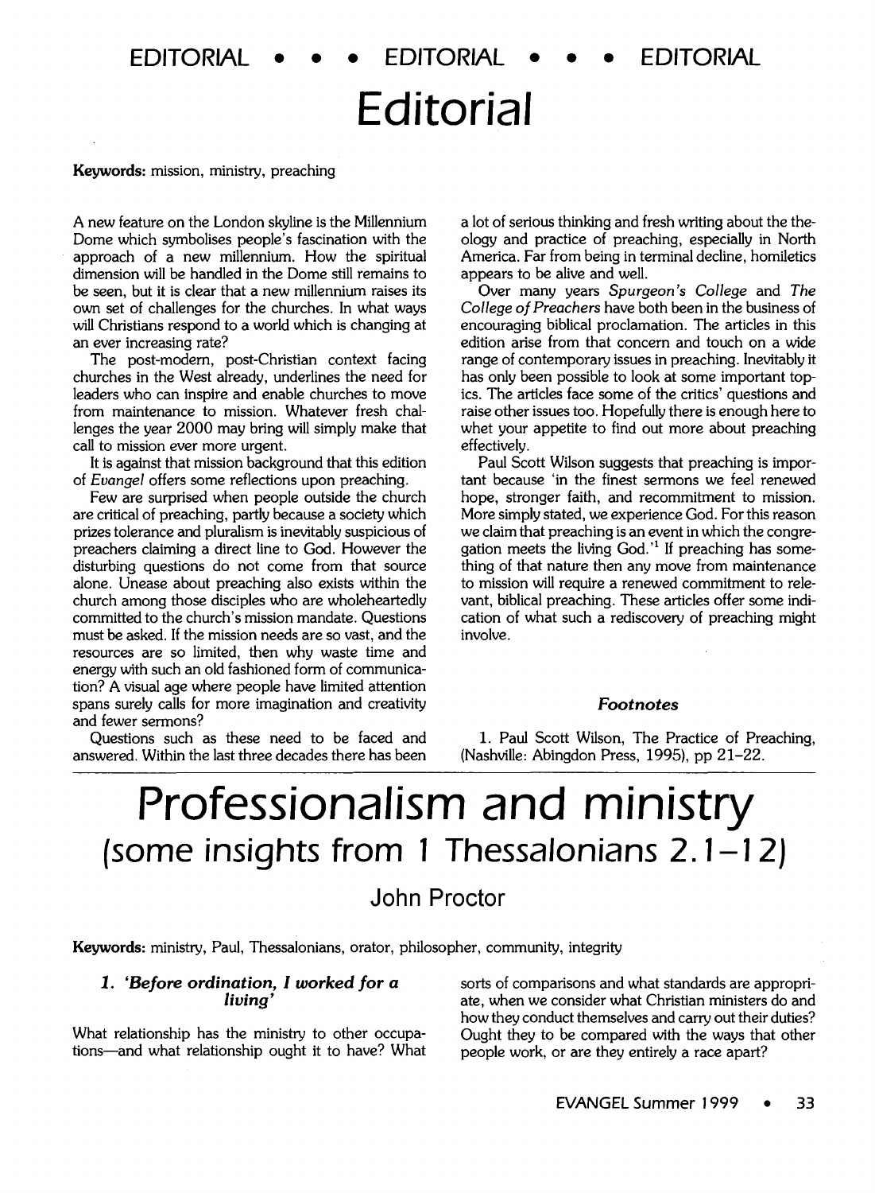# Editorial

**Keywords:** mission, ministry, preaching

A new feature on the London skyline is the Millennium Dome which symbolises people's fascination with the approach of a new millennium. How the spiritual dimension will be handled in the Dome still remains to be seen, but it is clear that a new millennium raises its own set of challenges for the churches. In what ways will Christians respond to a world which is changing at an ever increasing rate?

The post-modern, post-Christian context facing churches in the West already, underlines the need for leaders who can inspire and enable churches to move from maintenance to mission. Whatever fresh challenges the year 2000 may bring will simply make that call to mission ever more urgent.

It is against that mission background that this edition of *Evangel* offers some reflections upon preaching.

Few are surprised when people outside the church are critical of preaching, partly because a society which prizes tolerance and pluralism is inevitably suspicious of preachers claiming a direct line to God. However the disturbing questions do not come from that source alone. Unease about preaching also exists within the church among those disciples who are wholeheartedly committed to the church's mission mandate. Questions must be asked. If the mission needs are so vast, and the resources are so limited, then why waste time and energy with such an old fashioned form of communication? A visual age where people have limited attention spans surely calls for more imagination and creativity and fewer sermons?

Questions such as these need to be faced and answered. Within the last three decades there has been a lot of serious thinking and fresh writing about the theology and practice of preaching, especially in North America. Far from being in terminal decline, homiletics appears to be alive and well.

Over many years *Spurgeon's College* and *The College of Preachers* have both been in the business of encouraging biblical proclamation. The articles in this edition arise from that concern and touch on a wide range of contemporary issues in preaching. Inevitably it has only been possible to look at some important topics. The articles face some of the critics' questions and raise other issues too. Hopefully there is enough here to whet your appetite to find out more about preaching effectively.

Paul Scott Wilson suggests that preaching is important because 'in the finest sermons we feel renewed hope, stronger faith, and recommitment to mission. More simply stated, we experience God. For this reason we claim that preaching is an event in which the congregation meets the living God.'[1] If preaching has something of that nature then any move from maintenance to mission will require a renewed commitment to relevant, biblical preaching. These articles offer some indication of what such a rediscovery of preaching might involve.

### Footnotes

1. Paul Scott Wilson, The Practice of Preaching, (Nashville: Abingdon Press, 1995), pp 21–22.

# Professionalism and ministry (some insights from 1 Thessalonians 2.1–12)

## John Proctor

**Keywords:** ministry, Paul, Thessalonians, orator, philosopher, community, integrity

### 1. *'Before ordination, I worked for a living'*

What relationship has the ministry to other occupations—and what relationship ought it to have? What sorts of comparisons and what standards are appropriate, when we consider what Christian ministers do and how they conduct themselves and carry out their duties? Ought they to be compared with the ways that other people work, or are they entirely a race apart?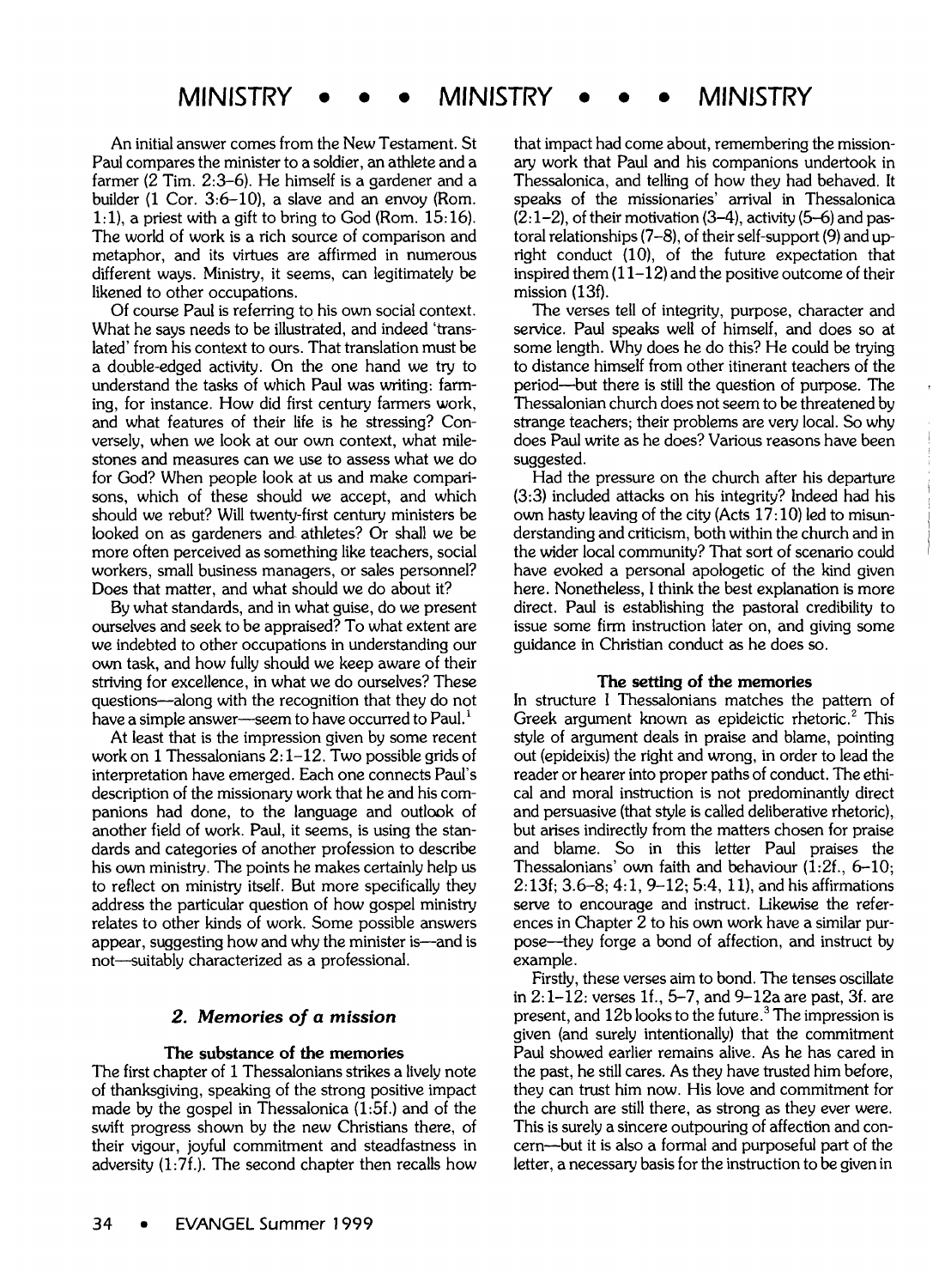An initial answer comes from the New Testament. St Paul compares the minister to a soldier, an athlete and a farmer (2 Tim. 2:3–6). He himself is a gardener and a builder (1 Cor. 3:6–10), a slave and an envoy (Rom. 1:1), a priest with a gift to bring to God (Rom. 15:16). The world of work is a rich source of comparison and metaphor, and its virtues are affirmed in numerous different ways. Ministry, it seems, can legitimately be likened to other occupations.

Of course Paul is referring to his own social context. What he says needs to be illustrated, and indeed 'translated' from his context to ours. That translation must be a double-edged activity. On the one hand we try to understand the tasks of which Paul was writing: farming, for instance. How did first century farmers work, and what features of their life is he stressing? Conversely, when we look at our own context, what milestones and measures can we use to assess what we do for God? When people look at us and make comparisons, which of these should we accept, and which should we rebut? Will twenty-first century ministers be looked on as gardeners and athletes? Or shall we be more often perceived as something like teachers, social workers, small business managers, or sales personnel? Does that matter, and what should we do about it?

By what standards, and in what guise, do we present ourselves and seek to be appraised? To what extent are we indebted to other occupations in understanding our own task, and how fully should we keep aware of their striving for excellence, in what we do ourselves? These questions—along with the recognition that they do not have a simple answer—seem to have occurred to Paul.[1]

At least that is the impression given by some recent work on 1 Thessalonians 2:1–12. Two possible grids of interpretation have emerged. Each one connects Paul's description of the missionary work that he and his companions had done, to the language and outlook of another field of work. Paul, it seems, is using the standards and categories of another profession to describe his own ministry. The points he makes certainly help us to reflect on ministry itself. But more specifically they address the particular question of how gospel ministry relates to other kinds of work. Some possible answers appear, suggesting how and why the minister is—and is not—suitably characterized as a professional.

## 2. Memories of a mission

### The substance of the memories

The first chapter of 1 Thessalonians strikes a lively note of thanksgiving, speaking of the strong positive impact made by the gospel in Thessalonica (1:5f.) and of the swift progress shown by the new Christians there, of their vigour, joyful commitment and steadfastness in adversity (1:7f.). The second chapter then recalls how that impact had come about, remembering the missionary work that Paul and his companions undertook in Thessalonica, and telling of how they had behaved. It speaks of the missionaries' arrival in Thessalonica (2:1–2), of their motivation (3–4), activity (5–6) and pastoral relationships (7–8), of their self-support (9) and upright conduct (10), of the future expectation that inspired them (11–12) and the positive outcome of their mission (13f).

The verses tell of integrity, purpose, character and service. Paul speaks well of himself, and does so at some length. Why does he do this? He could be trying to distance himself from other itinerant teachers of the period—but there is still the question of purpose. The Thessalonian church does not seem to be threatened by strange teachers; their problems are very local. So why does Paul write as he does? Various reasons have been suggested.

Had the pressure on the church after his departure (3:3) included attacks on his integrity? Indeed had his own hasty leaving of the city (Acts 17:10) led to misunderstanding and criticism, both within the church and in the wider local community? That sort of scenario could have evoked a personal apologetic of the kind given here. Nonetheless, I think the best explanation is more direct. Paul is establishing the pastoral credibility to issue some firm instruction later on, and giving some guidance in Christian conduct as he does so.

### The setting of the memories

In structure I Thessalonians matches the pattern of Greek argument known as epideictic rhetoric.[2] This style of argument deals in praise and blame, pointing out (epideixis) the right and wrong, in order to lead the reader or hearer into proper paths of conduct. The ethical and moral instruction is not predominantly direct and persuasive (that style is called deliberative rhetoric), but arises indirectly from the matters chosen for praise and blame. So in this letter Paul praises the Thessalonians' own faith and behaviour (1:2f., 6–10; 2:13f; 3.6–8; 4:1, 9–12; 5:4, 11), and his affirmations serve to encourage and instruct. Likewise the references in Chapter 2 to his own work have a similar purpose—they forge a bond of affection, and instruct by example.

Firstly, these verses aim to bond. The tenses oscillate in 2:1–12: verses 1f., 5–7, and 9–12a are past, 3f. are present, and 12b looks to the future.[3] The impression is given (and surely intentionally) that the commitment Paul showed earlier remains alive. As he has cared in the past, he still cares. As they have trusted him before, they can trust him now. His love and commitment for the church are still there, as strong as they ever were. This is surely a sincere outpouring of affection and concern—but it is also a formal and purposeful part of the letter, a necessary basis for the instruction to be given in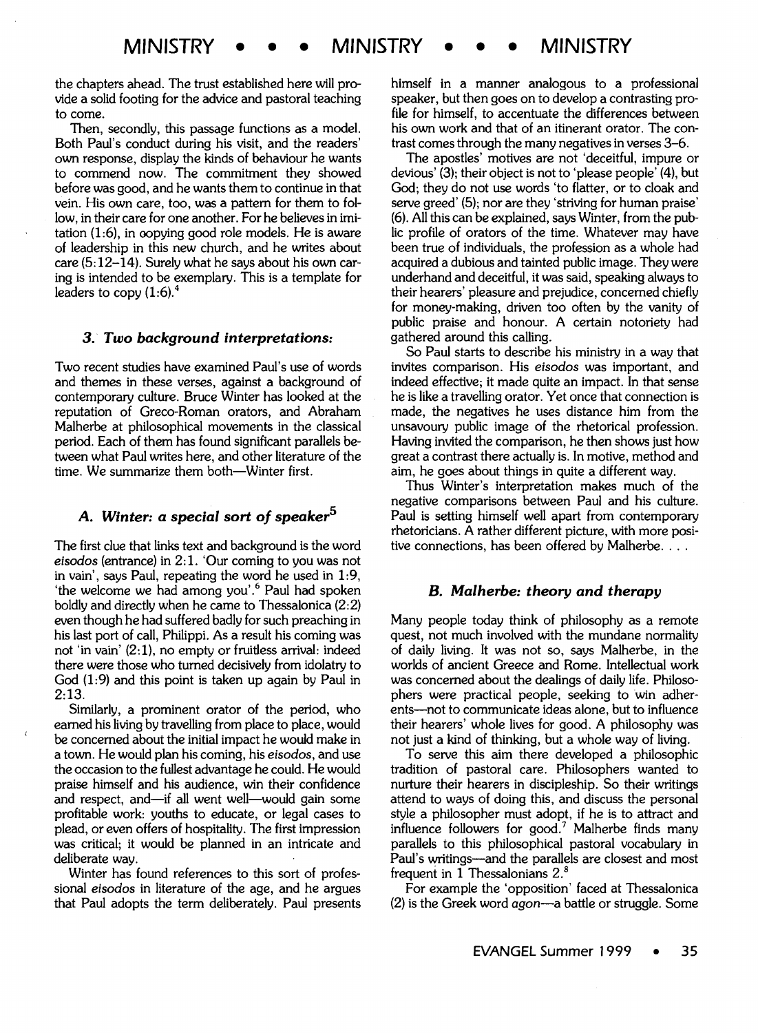the chapters ahead. The trust established here will provide a solid footing for the advice and pastoral teaching to come.

Then, secondly, this passage functions as a model. Both Paul's conduct during his visit, and the readers' own response, display the kinds of behaviour he wants to commend now. The commitment they showed before was good, and he wants them to continue in that vein. His own care, too, was a pattern for them to follow, in their care for one another. For he believes in imitation (1:6), in copying good role models. He is aware of leadership in this new church, and he writes about care (5:12–14). Surely what he says about his own caring is intended to be exemplary. This is a template for leaders to copy (1:6).[4]

### 3. *Two background interpretations:*

Two recent studies have examined Paul's use of words and themes in these verses, against a background of contemporary culture. Bruce Winter has looked at the reputation of Greco-Roman orators, and Abraham Malherbe at philosophical movements in the classical period. Each of them has found significant parallels between what Paul writes here, and other literature of the time. We summarize them both—Winter first.

#### *A. Winter: a special sort of speaker*[5]

The first clue that links text and background is the word *eisodos* (entrance) in 2:1. 'Our coming to you was not in vain', says Paul, repeating the word he used in 1:9, 'the welcome we had among you'.[6] Paul had spoken boldly and directly when he came to Thessalonica (2:2) even though he had suffered badly for such preaching in his last port of call, Philippi. As a result his coming was not 'in vain' (2:1), no empty or fruitless arrival: indeed there were those who turned decisively from idolatry to God (1:9) and this point is taken up again by Paul in 2:13.

Similarly, a prominent orator of the period, who earned his living by travelling from place to place, would be concerned about the initial impact he would make in a town. He would plan his coming, his *eisodos*, and use the occasion to the fullest advantage he could. He would praise himself and his audience, win their confidence and respect, and—if all went well—would gain some profitable work: youths to educate, or legal cases to plead, or even offers of hospitality. The first impression was critical; it would be planned in an intricate and deliberate way.

Winter has found references to this sort of professional *eisodos* in literature of the age, and he argues that Paul adopts the term deliberately. Paul presents himself in a manner analogous to a professional speaker, but then goes on to develop a contrasting profile for himself, to accentuate the differences between his own work and that of an itinerant orator. The contrast comes through the many negatives in verses 3–6.

The apostles' motives are not 'deceitful, impure or devious' (3); their object is not to 'please people' (4), but God; they do not use words 'to flatter, or to cloak and serve greed' (5); nor are they 'striving for human praise' (6). All this can be explained, says Winter, from the public profile of orators of the time. Whatever may have been true of individuals, the profession as a whole had acquired a dubious and tainted public image. They were underhand and deceitful, it was said, speaking always to their hearers' pleasure and prejudice, concerned chiefly for money-making, driven too often by the vanity of public praise and honour. A certain notoriety had gathered around this calling.

So Paul starts to describe his ministry in a way that invites comparison. His *eisodos* was important, and indeed effective; it made quite an impact. In that sense he is like a travelling orator. Yet once that connection is made, the negatives he uses distance him from the unsavoury public image of the rhetorical profession. Having invited the comparison, he then shows just how great a contrast there actually is. In motive, method and aim, he goes about things in quite a different way.

Thus Winter's interpretation makes much of the negative comparisons between Paul and his culture. Paul is setting himself well apart from contemporary rhetoricians. A rather different picture, with more positive connections, has been offered by Malherbe. . . .

#### *B. Malherbe: theory and therapy*

Many people today think of philosophy as a remote quest, not much involved with the mundane normality of daily living. It was not so, says Malherbe, in the worlds of ancient Greece and Rome. Intellectual work was concerned about the dealings of daily life. Philosophers were practical people, seeking to win adherents—not to communicate ideas alone, but to influence their hearers' whole lives for good. A philosophy was not just a kind of thinking, but a whole way of living.

To serve this aim there developed a philosophic tradition of pastoral care. Philosophers wanted to nurture their hearers in discipleship. So their writings attend to ways of doing this, and discuss the personal style a philosopher must adopt, if he is to attract and influence followers for good.[7] Malherbe finds many parallels to this philosophical pastoral vocabulary in Paul's writings—and the parallels are closest and most frequent in 1 Thessalonians 2.[8]

For example the 'opposition' faced at Thessalonica (2) is the Greek word *agon*—a battle or struggle. Some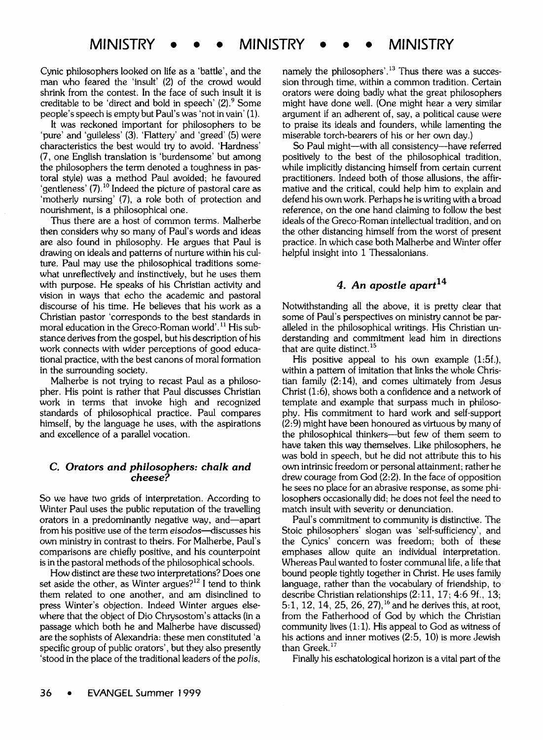Cynic philosophers looked on life as a 'battle', and the man who feared the 'insult' (2) of the crowd would shrink from the contest. In the face of such insult it is creditable to be 'direct and bold in speech' (2).[9] Some people's speech is empty but Paul's was 'not in vain' (1).

It was reckoned important for philosophers to be 'pure' and 'guileless' (3). 'Flattery' and 'greed' (5) were characteristics the best would try to avoid. 'Hardness' (7, one English translation is 'burdensome' but among the philosophers the term denoted a toughness in pastoral style) was a method Paul avoided; he favoured 'gentleness' (7).[10] Indeed the picture of pastoral care as 'motherly nursing' (7), a role both of protection and nourishment, is a philosophical one.

Thus there are a host of common terms. Malherbe then considers why so many of Paul's words and ideas are also found in philosophy. He argues that Paul is drawing on ideals and patterns of nurture within his culture. Paul may use the philosophical traditions somewhat unreflectively and instinctively, but he uses them with purpose. He speaks of his Christian activity and vision in ways that echo the academic and pastoral discourse of his time. He believes that his work as a Christian pastor 'corresponds to the best standards in moral education in the Greco-Roman world'.[11] His substance derives from the gospel, but his description of his work connects with wider perceptions of good educational practice, with the best canons of moral formation in the surrounding society.

Malherbe is not trying to recast Paul as a philosopher. His point is rather that Paul discusses Christian work in terms that invoke high and recognized standards of philosophical practice. Paul compares himself, by the language he uses, with the aspirations and excellence of a parallel vocation.

### C. Orators and philosophers: chalk and cheese?

So we have two grids of interpretation. According to Winter Paul uses the public reputation of the travelling orators in a predominantly negative way, and—apart from his positive use of the term *eisodos*—discusses his own ministry in contrast to theirs. For Malherbe, Paul's comparisons are chiefly positive, and his counterpoint is in the pastoral methods of the philosophical schools.

How distinct are these two interpretations? Does one set aside the other, as Winter argues?[12] I tend to think them related to one another, and am disinclined to press Winter's objection. Indeed Winter argues elsewhere that the object of Dio Chrysostom's attacks (in a passage which both he and Malherbe have discussed) are the sophists of Alexandria: these men constituted 'a specific group of public orators', but they also presently 'stood in the place of the traditional leaders of the *polis*, namely the philosophers'.[13] Thus there was a succession through time, within a common tradition. Certain orators were doing badly what the great philosophers might have done well. (One might hear a very similar argument if an adherent of, say, a political cause were to praise its ideals and founders, while lamenting the miserable torch-bearers of his or her own day.)

So Paul might—with all consistency—have referred positively to the best of the philosophical tradition, while implicitly distancing himself from certain current practitioners. Indeed both of those allusions, the affirmative and the critical, could help him to explain and defend his own work. Perhaps he is writing with a broad reference, on the one hand claiming to follow the best ideals of the Greco-Roman intellectual tradition, and on the other distancing himself from the worst of present practice. In which case both Malherbe and Winter offer helpful insight into 1 Thessalonians.

### 4. An apostle apart[14]

Notwithstanding all the above, it is pretty clear that some of Paul's perspectives on ministry cannot be paralleled in the philosophical writings. His Christian understanding and commitment lead him in directions that are quite distinct.[15]

His positive appeal to his own example (1:5f.), within a pattern of imitation that links the whole Christian family (2:14), and comes ultimately from Jesus Christ (1:6), shows both a confidence and a network of template and example that surpass much in philosophy. His commitment to hard work and self-support (2:9) might have been honoured as virtuous by many of the philosophical thinkers—but few of them seem to have taken this way themselves. Like philosophers, he was bold in speech, but he did not attribute this to his own intrinsic freedom or personal attainment; rather he drew courage from God (2:2). In the face of opposition he sees no place for an abrasive response, as some philosophers occasionally did; he does not feel the need to match insult with severity or denunciation.

Paul's commitment to community is distinctive. The Stoic philosophers' slogan was 'self-sufficiency', and the Cynics' concern was freedom; both of these emphases allow quite an individual interpretation. Whereas Paul wanted to foster communal life, a life that bound people tightly together in Christ. He uses family language, rather than the vocabulary of friendship, to describe Christian relationships (2:11, 17; 4:6 9f., 13; 5:1, 12, 14, 25, 26, 27),[16] and he derives this, at root, from the Fatherhood of God by which the Christian community lives (1:1). His appeal to God as witness of his actions and inner motives (2:5, 10) is more Jewish than Greek.[17]

Finally his eschatological horizon is a vital part of the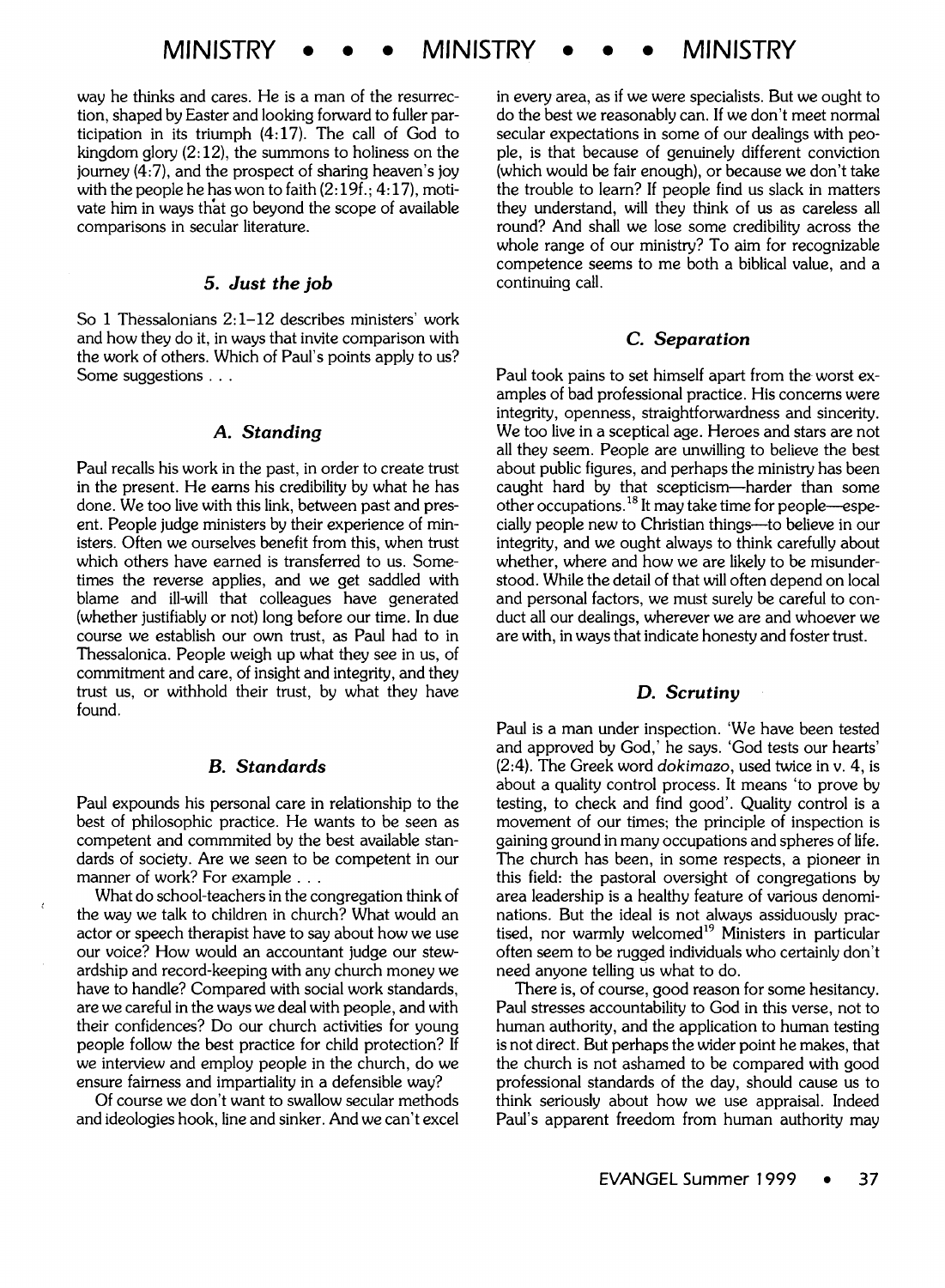way he thinks and cares. He is a man of the resurrection, shaped by Easter and looking forward to fuller participation in its triumph (4:17). The call of God to kingdom glory (2:12), the summons to holiness on the journey (4:7), and the prospect of sharing heaven's joy with the people he has won to faith (2:19f.; 4:17), motivate him in ways that go beyond the scope of available comparisons in secular literature.

## 5. *Just the job*

So 1 Thessalonians 2:1–12 describes ministers' work and how they do it, in ways that invite comparison with the work of others. Which of Paul's points apply to us? Some suggestions . . .

### *A. Standing*

Paul recalls his work in the past, in order to create trust in the present. He earns his credibility by what he has done. We too live with this link, between past and present. People judge ministers by their experience of ministers. Often we ourselves benefit from this, when trust which others have earned is transferred to us. Sometimes the reverse applies, and we get saddled with blame and ill-will that colleagues have generated (whether justifiably or not) long before our time. In due course we establish our own trust, as Paul had to in Thessalonica. People weigh up what they see in us, of commitment and care, of insight and integrity, and they trust us, or withhold their trust, by what they have found.

### *B. Standards*

Paul expounds his personal care in relationship to the best of philosophic practice. He wants to be seen as competent and commmited by the best available standards of society. Are we seen to be competent in our manner of work? For example . . .

What do school-teachers in the congregation think of the way we talk to children in church? What would an actor or speech therapist have to say about how we use our voice? How would an accountant judge our stewardship and record-keeping with any church money we have to handle? Compared with social work standards, are we careful in the ways we deal with people, and with their confidences? Do our church activities for young people follow the best practice for child protection? If we interview and employ people in the church, do we ensure fairness and impartiality in a defensible way?

Of course we don't want to swallow secular methods and ideologies hook, line and sinker. And we can't excel in every area, as if we were specialists. But we ought to do the best we reasonably can. If we don't meet normal secular expectations in some of our dealings with people, is that because of genuinely different conviction (which would be fair enough), or because we don't take the trouble to learn? If people find us slack in matters they understand, will they think of us as careless all round? And shall we lose some credibility across the whole range of our ministry? To aim for recognizable competence seems to me both a biblical value, and a continuing call.

### *C. Separation*

Paul took pains to set himself apart from the worst examples of bad professional practice. His concerns were integrity, openness, straightforwardness and sincerity. We too live in a sceptical age. Heroes and stars are not all they seem. People are unwilling to believe the best about public figures, and perhaps the ministry has been caught hard by that scepticism—harder than some other occupations.[18] It may take time for people—especially people new to Christian things—to believe in our integrity, and we ought always to think carefully about whether, where and how we are likely to be misunderstood. While the detail of that will often depend on local and personal factors, we must surely be careful to conduct all our dealings, wherever we are and whoever we are with, in ways that indicate honesty and foster trust.

### *D. Scrutiny*

Paul is a man under inspection. 'We have been tested and approved by God,' he says. 'God tests our hearts' (2:4). The Greek word *dokimazo*, used twice in v. 4, is about a quality control process. It means 'to prove by testing, to check and find good'. Quality control is a movement of our times; the principle of inspection is gaining ground in many occupations and spheres of life. The church has been, in some respects, a pioneer in this field: the pastoral oversight of congregations by area leadership is a healthy feature of various denominations. But the ideal is not always assiduously practised, nor warmly welcomed[19] Ministers in particular often seem to be rugged individuals who certainly don't need anyone telling us what to do.

There is, of course, good reason for some hesitancy. Paul stresses accountability to God in this verse, not to human authority, and the application to human testing is not direct. But perhaps the wider point he makes, that the church is not ashamed to be compared with good professional standards of the day, should cause us to think seriously about how we use appraisal. Indeed Paul's apparent freedom from human authority may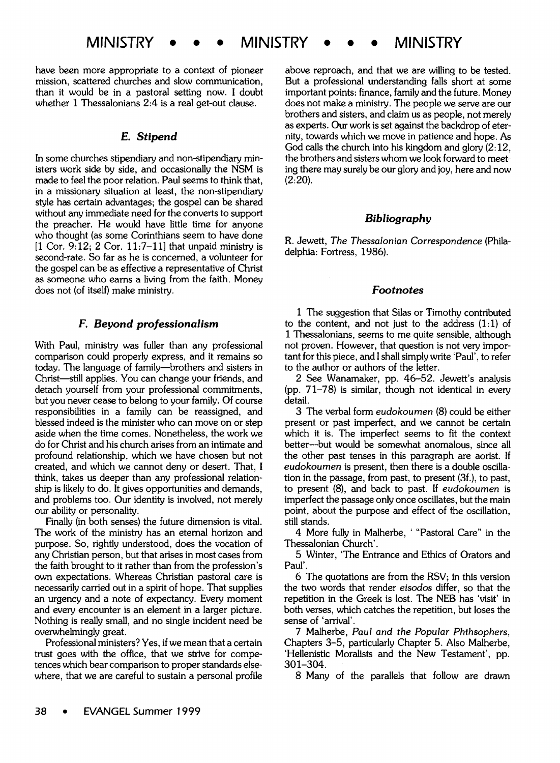have been more appropriate to a context of pioneer mission, scattered churches and slow communication, than it would be in a pastoral setting now. I doubt whether 1 Thessalonians 2:4 is a real get-out clause.

### E. Stipend

In some churches stipendiary and non-stipendiary ministers work side by side, and occasionally the NSM is made to feel the poor relation. Paul seems to think that, in a missionary situation at least, the non-stipendiary style has certain advantages; the gospel can be shared without any immediate need for the converts to support the preacher. He would have little time for anyone who thought (as some Corinthians seem to have done [1 Cor. 9:12; 2 Cor. 11:7–11] that unpaid ministry is second-rate. So far as he is concerned, a volunteer for the gospel can be as effective a representative of Christ as someone who earns a living from the faith. Money does not (of itself) make ministry.

### F. Beyond professionalism

With Paul, ministry was fuller than any professional comparison could properly express, and it remains so today. The language of family—brothers and sisters in Christ—still applies. You can change your friends, and detach yourself from your professional commitments, but you never cease to belong to your family. Of course responsibilities in a family can be reassigned, and blessed indeed is the minister who can move on or step aside when the time comes. Nonetheless, the work we do for Christ and his church arises from an intimate and profound relationship, which we have chosen but not created, and which we cannot deny or desert. That, I think, takes us deeper than any professional relationship is likely to do. It gives opportunities and demands, and problems too. Our identity is involved, not merely our ability or personality.

Finally (in both senses) the future dimension is vital. The work of the ministry has an eternal horizon and purpose. So, rightly understood, does the vocation of any Christian person, but that arises in most cases from the faith brought to it rather than from the profession's own expectations. Whereas Christian pastoral care is necessarily carried out in a spirit of hope. That supplies an urgency and a note of expectancy. Every moment and every encounter is an element in a larger picture. Nothing is really small, and no single incident need be overwhelmingly great.

Professional ministers? Yes, if we mean that a certain trust goes with the office, that we strive for competences which bear comparison to proper standards elsewhere, that we are careful to sustain a personal profile above reproach, and that we are willing to be tested. But a professional understanding falls short at some important points: finance, family and the future. Money does not make a ministry. The people we serve are our brothers and sisters, and claim us as people, not merely as experts. Our work is set against the backdrop of eternity, towards which we move in patience and hope. As God calls the church into his kingdom and glory (2:12, the brothers and sisters whom we look forward to meeting there may surely be our glory and joy, here and now (2:20).

### Bibliography

R. Jewett, *The Thessalonian Correspondence* (Philadelphia: Fortress, 1986).

### Footnotes

1 The suggestion that Silas or Timothy contributed to the content, and not just to the address (1:1) of 1 Thessalonians, seems to me quite sensible, although not proven. However, that question is not very important for this piece, and I shall simply write 'Paul', to refer to the author or authors of the letter.

2 See Wanamaker, pp. 46–52. Jewett's analysis (pp. 71–78) is similar, though not identical in every detail.

3 The verbal form *eudokoumen* (8) could be either present or past imperfect, and we cannot be certain which it is. The imperfect seems to fit the context better—but would be somewhat anomalous, since all the other past tenses in this paragraph are aorist. If *eudokoumen* is present, then there is a double oscillation in the passage, from past, to present (3f.), to past, to present (8), and back to past. If *eudokoumen* is imperfect the passage only once oscillates, but the main point, about the purpose and effect of the oscillation, still stands.

4 More fully in Malherbe, ' "Pastoral Care" in the Thessalonian Church'.

5 Winter, 'The Entrance and Ethics of Orators and Paul'.

6 The quotations are from the RSV; in this version the two words that render *eisodos* differ, so that the repetition in the Greek is lost. The NEB has 'visit' in both verses, which catches the repetition, but loses the sense of 'arrival'.

7 Malherbe, *Paul and the Popular Phthsophers*, Chapters 3–5, particularly Chapter 5. Also Malherbe, 'Hellenistic Moralists and the New Testament', pp. 301–304.

8 Many of the parallels that follow are drawn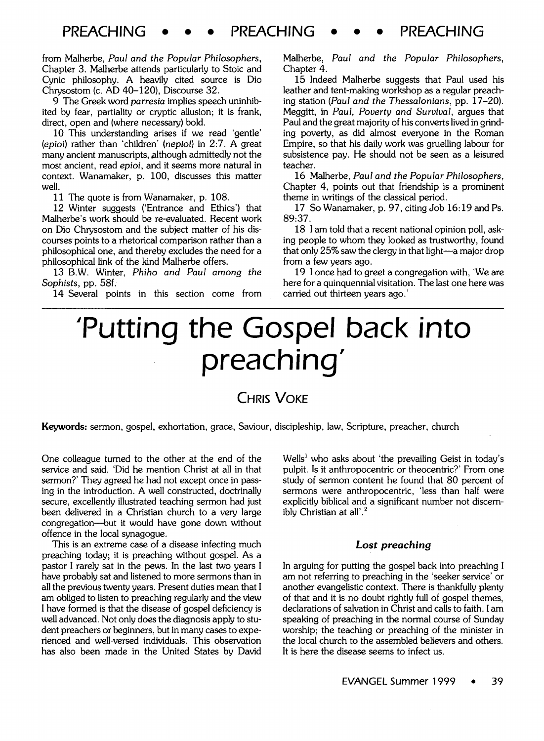from Malherbe, *Paul and the Popular Philosophers*, Chapter 3. Malherbe attends particularly to Stoic and Cynic philosophy. A heavily cited source is Dio Chrysostom (c. AD 40–120), Discourse 32.

9 The Greek word *parresia* implies speech uninhibited by fear, partiality or cryptic allusion; it is frank, direct, open and (where necessary) bold.

10 This understanding arises if we read 'gentle' (*epioi*) rather than 'children' (*nepioi*) in 2:7. A great many ancient manuscripts, although admittedly not the most ancient, read *epioi*, and it seems more natural in context. Wanamaker, p. 100, discusses this matter well.

11 The quote is from Wanamaker, p. 108.

12 Winter suggests ('Entrance and Ethics') that Malherbe's work should be re-evaluated. Recent work on Dio Chrysostom and the subject matter of his discourses points to a rhetorical comparison rather than a philosophical one, and thereby excludes the need for a philosophical link of the kind Malherbe offers.

13 B.W. Winter, *Phiho and Paul among the Sophists*, pp. 58f.

14 Several points in this section come from Malherbe, *Paul and the Popular Philosophers*, Chapter 4.

15 Indeed Malherbe suggests that Paul used his leather and tent-making workshop as a regular preaching station (*Paul and the Thessalonians*, pp. 17–20). Meggitt, in *Paul, Poverty and Survival*, argues that Paul and the great majority of his converts lived in grinding poverty, as did almost everyone in the Roman Empire, so that his daily work was gruelling labour for subsistence pay. He should not be seen as a leisured teacher.

16 Malherbe, *Paul and the Popular Philosophers*, Chapter 4, points out that friendship is a prominent theme in writings of the classical period.

17 So Wanamaker, p. 97, citing Job 16:19 and Ps. 89:37.

18 I am told that a recent national opinion poll, asking people to whom they looked as trustworthy, found that only 25% saw the clergy in that light—a major drop from a few years ago.

19 I once had to greet a congregation with, 'We are here for a quinquennial visitation. The last one here was carried out thirteen years ago.'

# 'Putting the Gospel back into preaching'

## Chris Voke

**Keywords:** sermon, gospel, exhortation, grace, Saviour, discipleship, law, Scripture, preacher, church

One colleague turned to the other at the end of the service and said, 'Did he mention Christ at all in that sermon?' They agreed he had not except once in passing in the introduction. A well constructed, doctrinally secure, excellently illustrated teaching sermon had just been delivered in a Christian church to a very large congregation—but it would have gone down without offence in the local synagogue.

This is an extreme case of a disease infecting much preaching today; it is preaching without gospel. As a pastor I rarely sat in the pews. In the last two years I have probably sat and listened to more sermons than in all the previous twenty years. Present duties mean that I am obliged to listen to preaching regularly and the view I have formed is that the disease of gospel deficiency is well advanced. Not only does the diagnosis apply to student preachers or beginners, but in many cases to experienced and well-versed individuals. This observation has also been made in the United States by David Wells[1] who asks about 'the prevailing Geist in today's pulpit. Is it anthropocentric or theocentric?' From one study of sermon content he found that 80 percent of sermons were anthropocentric, 'less than half were explicitly biblical and a significant number not discernibly Christian at all'.[2]

### *Lost preaching*

In arguing for putting the gospel back into preaching I am not referring to preaching in the 'seeker service' or another evangelistic context. There is thankfully plenty of that and it is no doubt rightly full of gospel themes, declarations of salvation in Christ and calls to faith. I am speaking of preaching in the normal course of Sunday worship; the teaching or preaching of the minister in the local church to the assembled believers and others. It is here the disease seems to infect us.